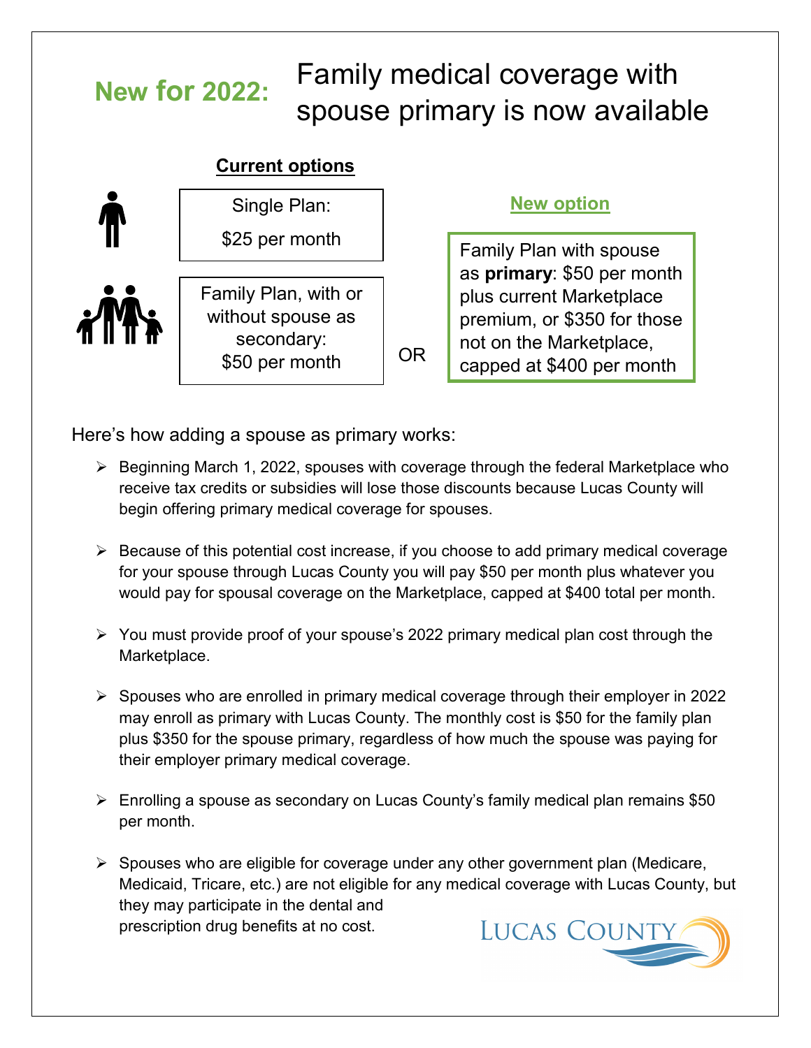# New for 2022: Family medical coverage with spouse primary is now available

**Current options**

Single Plan:

$25 per month

Family Plan, with or without spouse as secondary:
$50 per month

OR

**New option**

Family Plan with spouse as **primary**: $50 per month plus current Marketplace premium, or $350 for those not on the Marketplace, capped at $400 per month

Here's how adding a spouse as primary works:

- Beginning March 1, 2022, spouses with coverage through the federal Marketplace who receive tax credits or subsidies will lose those discounts because Lucas County will begin offering primary medical coverage for spouses.
- Because of this potential cost increase, if you choose to add primary medical coverage for your spouse through Lucas County you will pay $50 per month plus whatever you would pay for spousal coverage on the Marketplace, capped at $400 total per month.
- You must provide proof of your spouse's 2022 primary medical plan cost through the Marketplace.
- Spouses who are enrolled in primary medical coverage through their employer in 2022 may enroll as primary with Lucas County. The monthly cost is $50 for the family plan plus $350 for the spouse primary, regardless of how much the spouse was paying for their employer primary medical coverage.
- Enrolling a spouse as secondary on Lucas County's family medical plan remains $50 per month.
- Spouses who are eligible for coverage under any other government plan (Medicare, Medicaid, Tricare, etc.) are not eligible for any medical coverage with Lucas County, but they may participate in the dental and prescription drug benefits at no cost.

Lucas County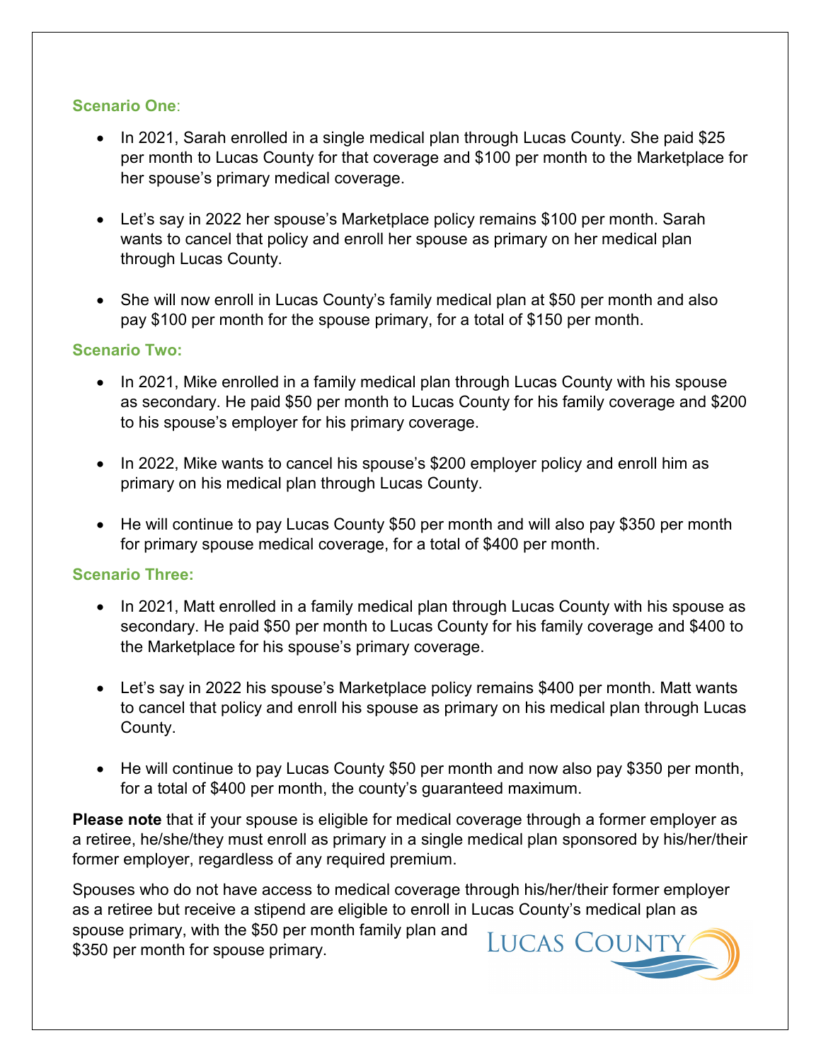**Scenario One**:

- In 2021, Sarah enrolled in a single medical plan through Lucas County. She paid $25 per month to Lucas County for that coverage and $100 per month to the Marketplace for her spouse's primary medical coverage.
- Let's say in 2022 her spouse's Marketplace policy remains $100 per month. Sarah wants to cancel that policy and enroll her spouse as primary on her medical plan through Lucas County.
- She will now enroll in Lucas County's family medical plan at $50 per month and also pay $100 per month for the spouse primary, for a total of $150 per month.

**Scenario Two:**

- In 2021, Mike enrolled in a family medical plan through Lucas County with his spouse as secondary. He paid $50 per month to Lucas County for his family coverage and $200 to his spouse's employer for his primary coverage.
- In 2022, Mike wants to cancel his spouse's $200 employer policy and enroll him as primary on his medical plan through Lucas County.
- He will continue to pay Lucas County $50 per month and will also pay $350 per month for primary spouse medical coverage, for a total of $400 per month.

**Scenario Three:**

- In 2021, Matt enrolled in a family medical plan through Lucas County with his spouse as secondary. He paid $50 per month to Lucas County for his family coverage and $400 to the Marketplace for his spouse's primary coverage.
- Let's say in 2022 his spouse's Marketplace policy remains $400 per month. Matt wants to cancel that policy and enroll his spouse as primary on his medical plan through Lucas County.
- He will continue to pay Lucas County $50 per month and now also pay $350 per month, for a total of $400 per month, the county's guaranteed maximum.

**Please note** that if your spouse is eligible for medical coverage through a former employer as a retiree, he/she/they must enroll as primary in a single medical plan sponsored by his/her/their former employer, regardless of any required premium.

Spouses who do not have access to medical coverage through his/her/their former employer as a retiree but receive a stipend are eligible to enroll in Lucas County's medical plan as spouse primary, with the $50 per month family plan and $350 per month for spouse primary.

Lucas County